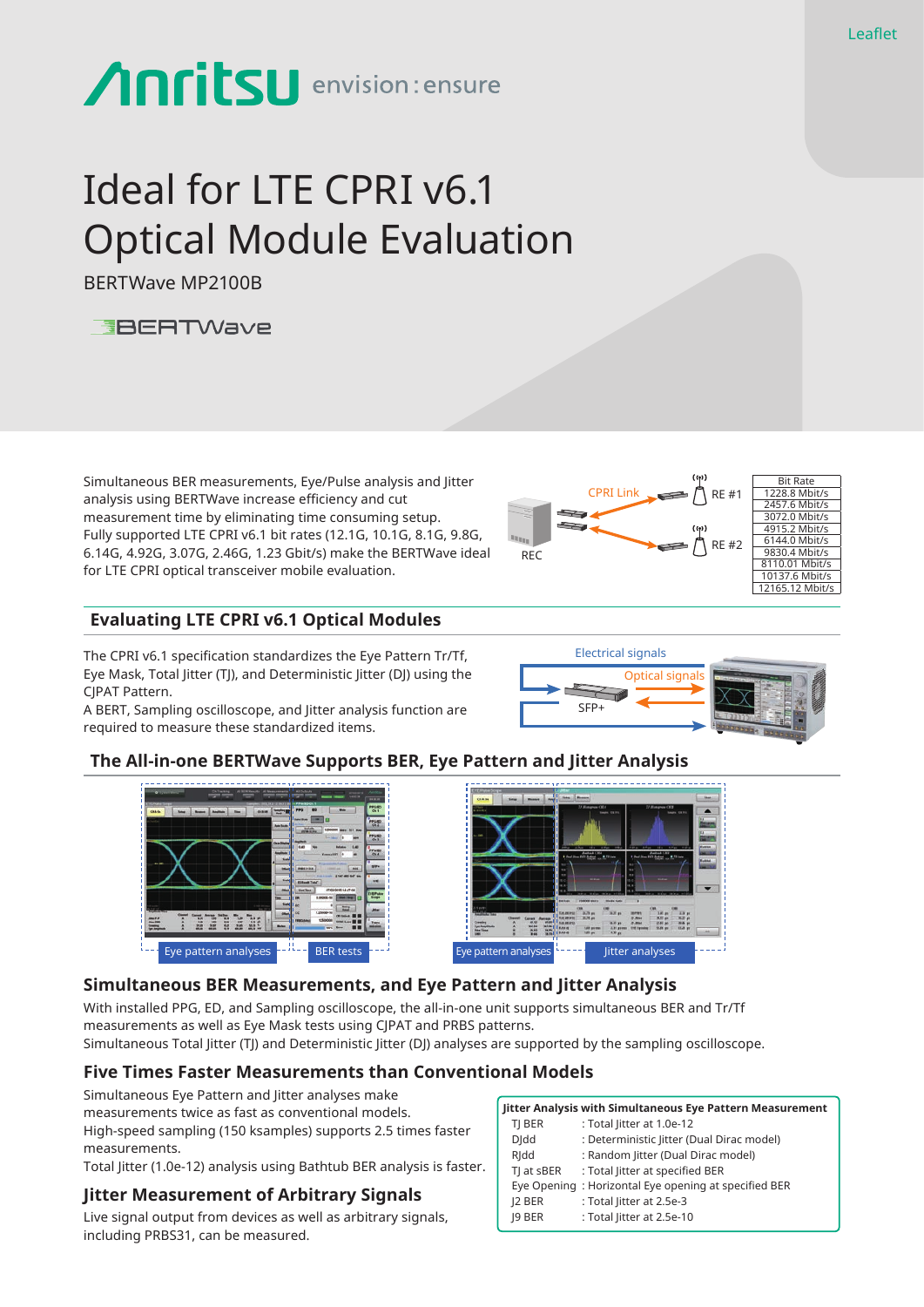Leaflet

Anritsu envision : ensure

# Ideal for LTE CPRI v6.1 Optical Module Evaluation

BERTWave MP2100B

BERTWave

Simultaneous BER measurements, Eye/Pulse analysis and Jitter analysis using BERTWave increase efficiency and cut measurement time by eliminating time consuming setup.
Fully supported LTE CPRI v6.1 bit rates (12.1G, 10.1G, 8.1G, 9.8G, 6.14G, 4.92G, 3.07G, 2.46G, 1.23 Gbit/s) make the BERTWave ideal for LTE CPRI optical transceiver mobile evaluation.

CPRI Link | REC | RE #1 | RE #2

| Bit Rate |
|---|
| 1228.8 Mbit/s |
| 2457.6 Mbit/s |
| 3072.0 Mbit/s |
| 4915.2 Mbit/s |
| 6144.0 Mbit/s |
| 9830.4 Mbit/s |
| 8110.01 Mbit/s |
| 10137.6 Mbit/s |
| 12165.12 Mbit/s |

## Evaluating LTE CPRI v6.1 Optical Modules

The CPRI v6.1 specification standardizes the Eye Pattern Tr/Tf, Eye Mask, Total Jitter (TJ), and Deterministic Jitter (DJ) using the CJPAT Pattern.
A BERT, Sampling oscilloscope, and Jitter analysis function are required to measure these standardized items.

Electrical signals | Optical signals | SFP+

## The All-in-one BERTWave Supports BER, Eye Pattern and Jitter Analysis

Eye pattern analyses | BER tests | Eye pattern analyses | Jitter analyses

## Simultaneous BER Measurements, and Eye Pattern and Jitter Analysis

With installed PPG, ED, and Sampling oscilloscope, the all-in-one unit supports simultaneous BER and Tr/Tf measurements as well as Eye Mask tests using CJPAT and PRBS patterns.
Simultaneous Total Jitter (TJ) and Deterministic Jitter (DJ) analyses are supported by the sampling oscilloscope.

## Five Times Faster Measurements than Conventional Models

Simultaneous Eye Pattern and Jitter analyses make measurements twice as fast as conventional models.
High-speed sampling (150 ksamples) supports 2.5 times faster measurements.
Total Jitter (1.0e-12) analysis using Bathtub BER analysis is faster.

## Jitter Measurement of Arbitrary Signals

Live signal output from devices as well as arbitrary signals, including PRBS31, can be measured.

**Jitter Analysis with Simultaneous Eye Pattern Measurement**

| | |
|---|---|
| TJ BER | : Total Jitter at 1.0e-12 |
| DJdd | : Deterministic Jitter (Dual Dirac model) |
| RJdd | : Random Jitter (Dual Dirac model) |
| TJ at sBER | : Total Jitter at specified BER |
| Eye Opening | : Horizontal Eye opening at specified BER |
| J2 BER | : Total Jitter at 2.5e-3 |
| J9 BER | : Total Jitter at 2.5e-10 |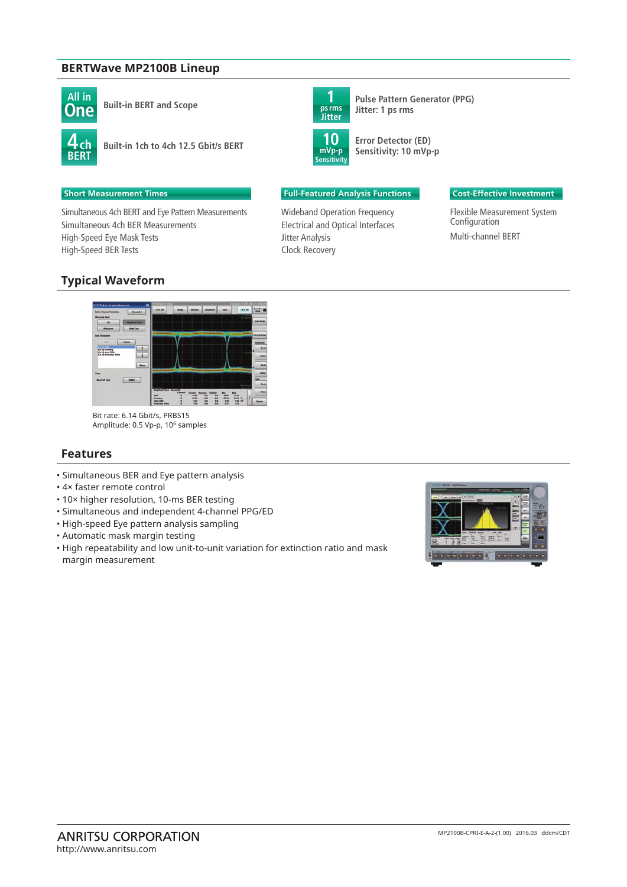## BERTWave MP2100B Lineup

**All in One** Built-in BERT and Scope

**4ch BERT** Built-in 1ch to 4ch 12.5 Gbit/s BERT

**1 ps rms Jitter** Pulse Pattern Generator (PPG) Jitter: 1 ps rms

**10 mVp-p Sensitivity** Error Detector (ED) Sensitivity: 10 mVp-p

**Short Measurement Times**

Simultaneous 4ch BERT and Eye Pattern Measurements
Simultaneous 4ch BER Measurements
High-Speed Eye Mask Tests
High-Speed BER Tests

**Full-Featured Analysis Functions**

Wideband Operation Frequency
Electrical and Optical Interfaces
Jitter Analysis
Clock Recovery

**Cost-Effective Investment**

Flexible Measurement System Configuration
Multi-channel BERT

## Typical Waveform

Bit rate: 6.14 Gbit/s, PRBS15
Amplitude: 0.5 Vp-p, $10^6$ samples

## Features

- Simultaneous BER and Eye pattern analysis
- 4× faster remote control
- 10× higher resolution, 10-ms BER testing
- Simultaneous and independent 4-channel PPG/ED
- High-speed Eye pattern analysis sampling
- Automatic mask margin testing
- High repeatability and low unit-to-unit variation for extinction ratio and mask margin measurement

ANRITSU CORPORATION
http://www.anritsu.com

MP2100B-CPRI-E-A-2-(1.00) 2016.03 ddcm/CDT